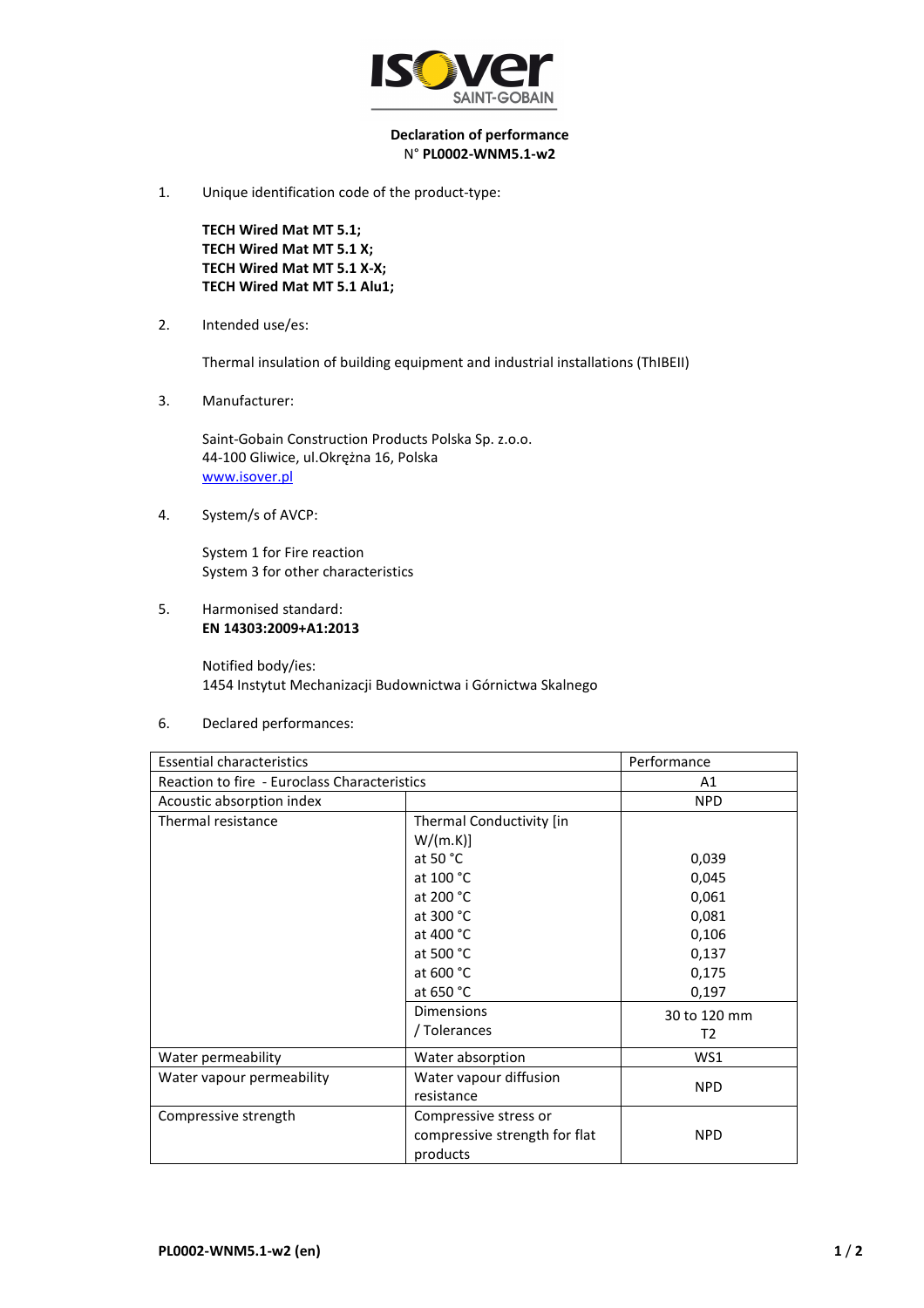**Declaration of performance**
N° **PL0002-WNM5.1-w2**

1. Unique identification code of the product-type:

   **TECH Wired Mat MT 5.1;**
   **TECH Wired Mat MT 5.1 X;**
   **TECH Wired Mat MT 5.1 X-X;**
   **TECH Wired Mat MT 5.1 Alu1;**

2. Intended use/es:

   Thermal insulation of building equipment and industrial installations (ThIBEII)

3. Manufacturer:

   Saint-Gobain Construction Products Polska Sp. z.o.o.
   44-100 Gliwice, ul.Okrężna 16, Polska
   www.isover.pl

4. System/s of AVCP:

   System 1 for Fire reaction
   System 3 for other characteristics

5. Harmonised standard:
   **EN 14303:2009+A1:2013**

   Notified body/ies:
   1454 Instytut Mechanizacji Budownictwa i Górnictwa Skalnego

6. Declared performances:

| Essential characteristics | | Performance |
|---|---|---|
| Reaction to fire - Euroclass Characteristics | | A1 |
| Acoustic absorption index | | NPD |
| Thermal resistance | Thermal Conductivity [in W/(m.K)] | |
| | at 50 °C | 0,039 |
| | at 100 °C | 0,045 |
| | at 200 °C | 0,061 |
| | at 300 °C | 0,081 |
| | at 400 °C | 0,106 |
| | at 500 °C | 0,137 |
| | at 600 °C | 0,175 |
| | at 650 °C | 0,197 |
| | Dimensions / Tolerances | 30 to 120 mm T2 |
| Water permeability | Water absorption | WS1 |
| Water vapour permeability | Water vapour diffusion resistance | NPD |
| Compressive strength | Compressive stress or compressive strength for flat products | NPD |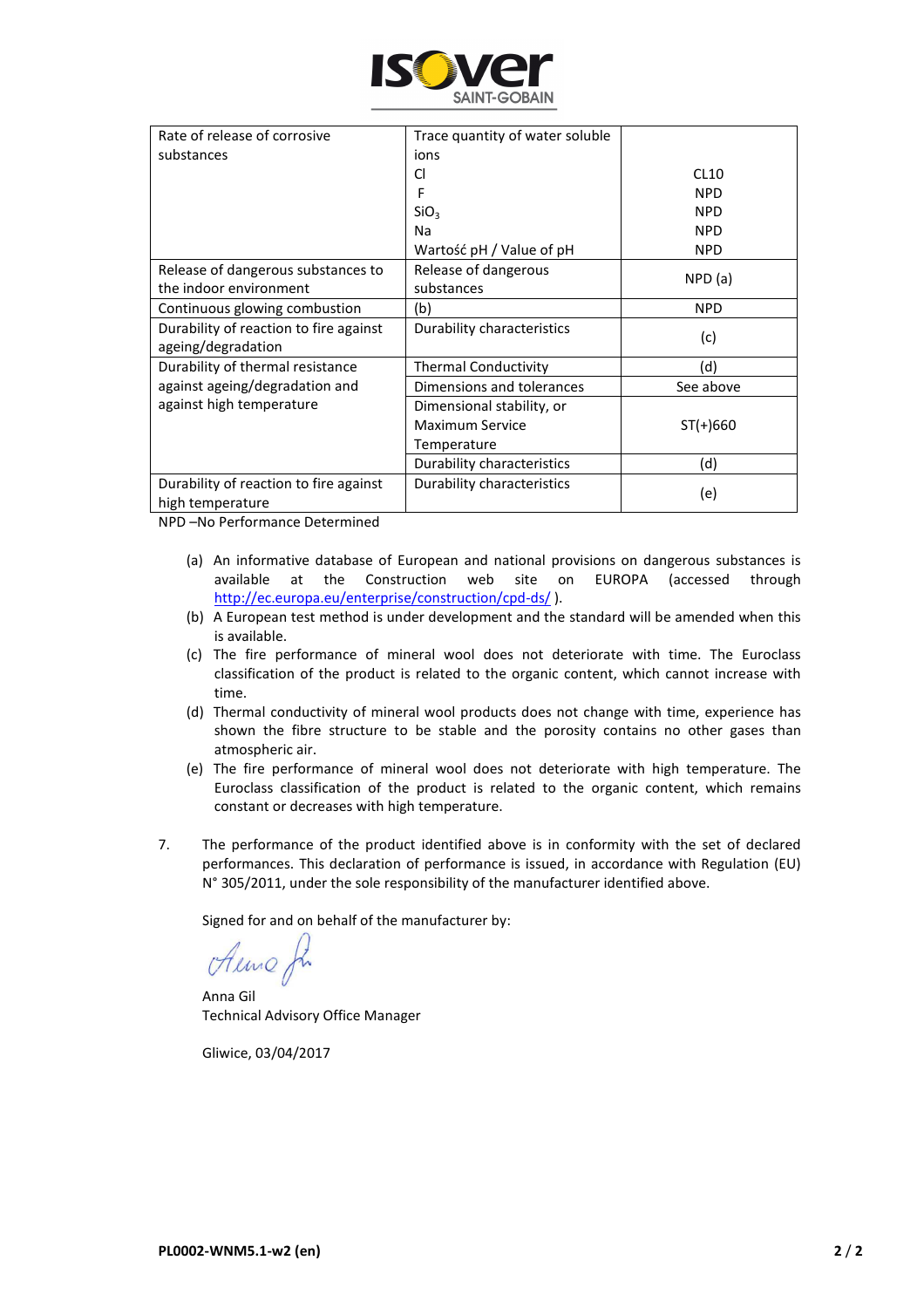| | | |
|---|---|---|
| Rate of release of corrosive substances | Trace quantity of water soluble ions<br>Cl<br>F<br>$SiO_3$<br>Na<br>Wartość pH / Value of pH | <br>CL10<br>NPD<br>NPD<br>NPD<br>NPD |
| Release of dangerous substances to the indoor environment | Release of dangerous substances | NPD (a) |
| Continuous glowing combustion | (b) | NPD |
| Durability of reaction to fire against ageing/degradation | Durability characteristics | (c) |
| Durability of thermal resistance against ageing/degradation and against high temperature | Thermal Conductivity | (d) |
| | Dimensions and tolerances | See above |
| | Dimensional stability, or Maximum Service Temperature | ST(+)660 |
| | Durability characteristics | (d) |
| Durability of reaction to fire against high temperature | Durability characteristics | (e) |

NPD –No Performance Determined

(a) An informative database of European and national provisions on dangerous substances is available at the Construction web site on EUROPA (accessed through http://ec.europa.eu/enterprise/construction/cpd-ds/ ).

(b) A European test method is under development and the standard will be amended when this is available.

(c) The fire performance of mineral wool does not deteriorate with time. The Euroclass classification of the product is related to the organic content, which cannot increase with time.

(d) Thermal conductivity of mineral wool products does not change with time, experience has shown the fibre structure to be stable and the porosity contains no other gases than atmospheric air.

(e) The fire performance of mineral wool does not deteriorate with high temperature. The Euroclass classification of the product is related to the organic content, which remains constant or decreases with high temperature.

7. The performance of the product identified above is in conformity with the set of declared performances. This declaration of performance is issued, in accordance with Regulation (EU) N° 305/2011, under the sole responsibility of the manufacturer identified above.

Signed for and on behalf of the manufacturer by:

Anna Gil
Technical Advisory Office Manager

Gliwice, 03/04/2017

PL0002-WNM5.1-w2 (en)